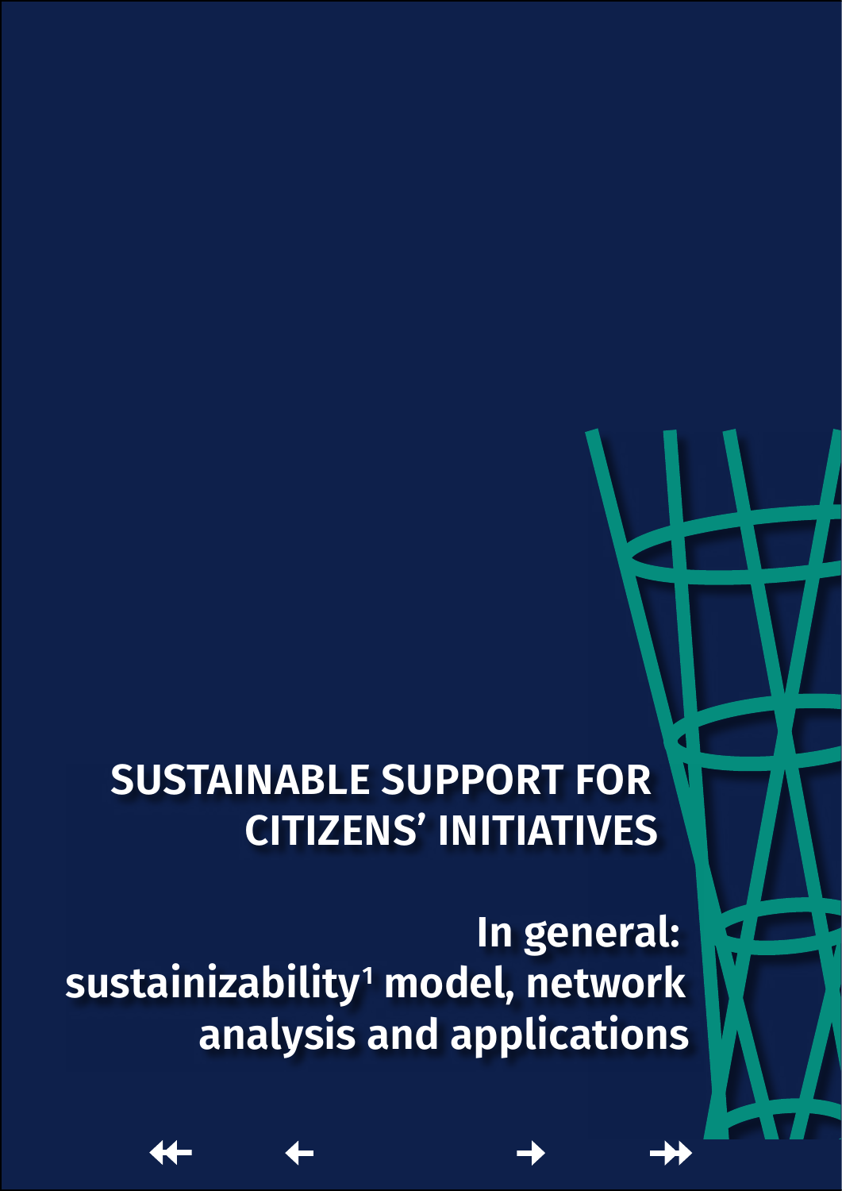# SUSTAINABLE SUPPORT FOR CITIZENS' INITIATIVES

## In general: sustainizability[1] model, network analysis and applications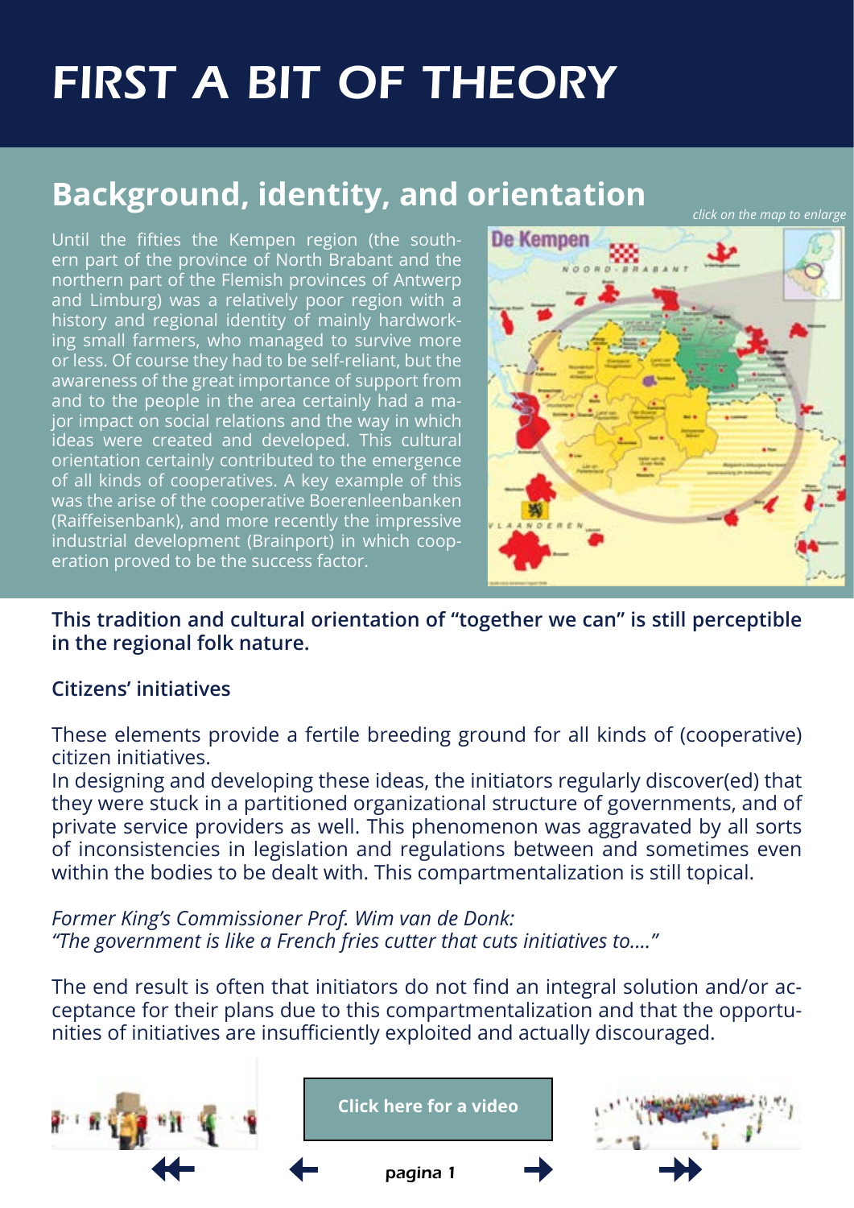# FIRST A BIT OF THEORY

## Background, identity, and orientation

*click on the map to enlarge*

Until the fifties the Kempen region (the southern part of the province of North Brabant and the northern part of the Flemish provinces of Antwerp and Limburg) was a relatively poor region with a history and regional identity of mainly hardworking small farmers, who managed to survive more or less. Of course they had to be self-reliant, but the awareness of the great importance of support from and to the people in the area certainly had a major impact on social relations and the way in which ideas were created and developed. This cultural orientation certainly contributed to the emergence of all kinds of cooperatives. A key example of this was the arise of the cooperative Boerenleenbanken (Raiffeisenbank), and more recently the impressive industrial development (Brainport) in which cooperation proved to be the success factor.

**This tradition and cultural orientation of "together we can" is still perceptible in the regional folk nature.**

**Citizens' initiatives**

These elements provide a fertile breeding ground for all kinds of (cooperative) citizen initiatives.

In designing and developing these ideas, the initiators regularly discover(ed) that they were stuck in a partitioned organizational structure of governments, and of private service providers as well. This phenomenon was aggravated by all sorts of inconsistencies in legislation and regulations between and sometimes even within the bodies to be dealt with. This compartmentalization is still topical.

*Former King's Commissioner Prof. Wim van de Donk:*
*"The government is like a French fries cutter that cuts initiatives to...."*

The end result is often that initiators do not find an integral solution and/or acceptance for their plans due to this compartmentalization and that the opportunities of initiatives are insufficiently exploited and actually discouraged.

**Click here for a video**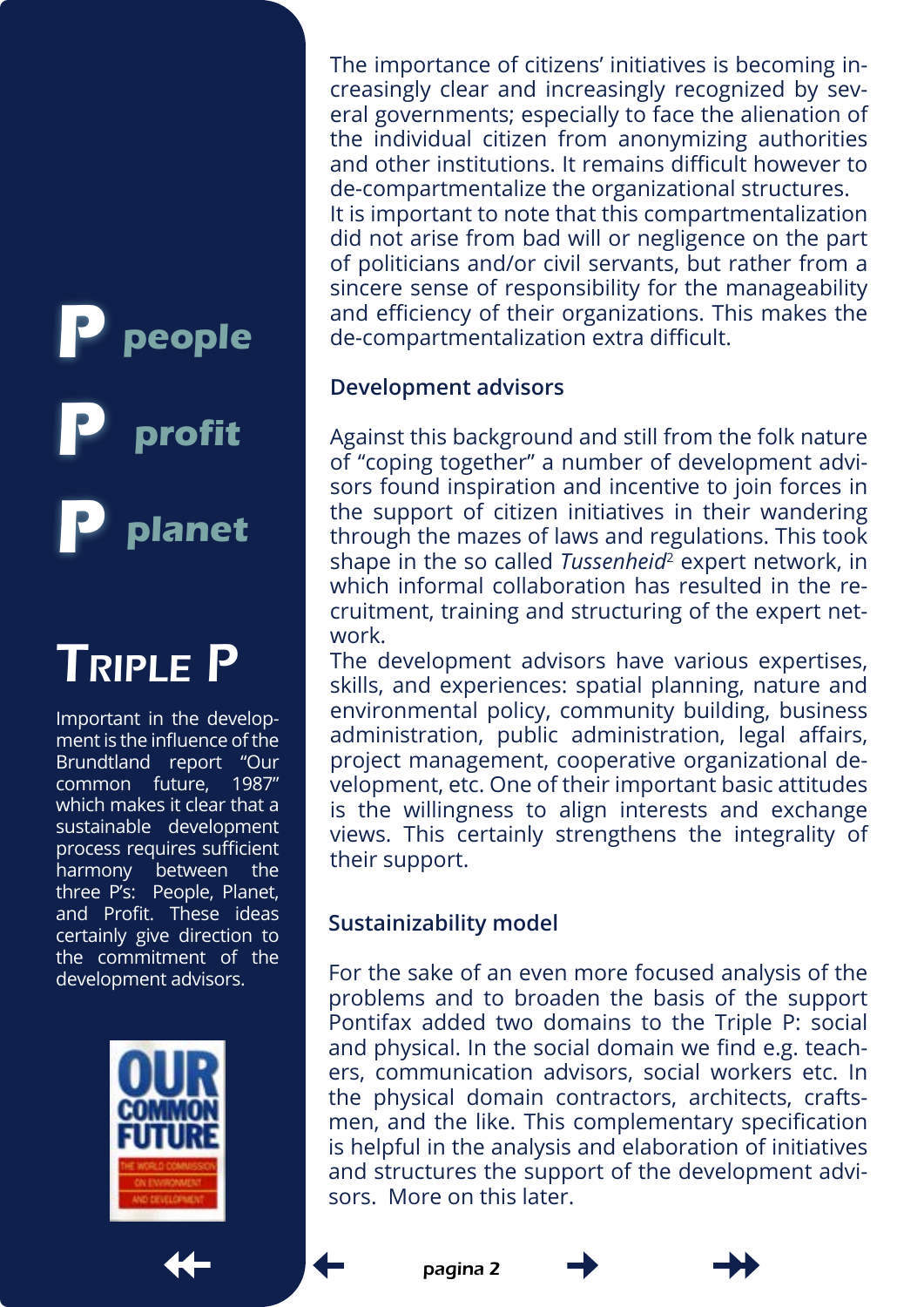The importance of citizens' initiatives is becoming increasingly clear and increasingly recognized by several governments; especially to face the alienation of the individual citizen from anonymizing authorities and other institutions. It remains difficult however to de-compartmentalize the organizational structures.
It is important to note that this compartmentalization did not arise from bad will or negligence on the part of politicians and/or civil servants, but rather from a sincere sense of responsibility for the manageability and efficiency of their organizations. This makes the de-compartmentalization extra difficult.

### Development advisors

Against this background and still from the folk nature of "coping together" a number of development advisors found inspiration and incentive to join forces in the support of citizen initiatives in their wandering through the mazes of laws and regulations. This took shape in the so called *Tussenheid*[2] expert network, in which informal collaboration has resulted in the recruitment, training and structuring of the expert network.
The development advisors have various expertises, skills, and experiences: spatial planning, nature and environmental policy, community building, business administration, public administration, legal affairs, project management, cooperative organizational development, etc. One of their important basic attitudes is the willingness to align interests and exchange views. This certainly strengthens the integrality of their support.

### Sustainizability model

For the sake of an even more focused analysis of the problems and to broaden the basis of the support Pontifax added two domains to the Triple P: social and physical. In the social domain we find e.g. teachers, communication advisors, social workers etc. In the physical domain contractors, architects, craftsmen, and the like. This complementary specification is helpful in the analysis and elaboration of initiatives and structures the support of the development advisors. More on this later.

**P** people

**P** profit

**P** planet

## TRIPLE P

Important in the development is the influence of the Brundtland report "Our common future, 1987" which makes it clear that a sustainable development process requires sufficient harmony between the three P's: People, Planet, and Profit. These ideas certainly give direction to the commitment of the development advisors.

OUR COMMON FUTURE
THE WORLD COMMISSION ON ENVIRONMENT AND DEVELOPMENT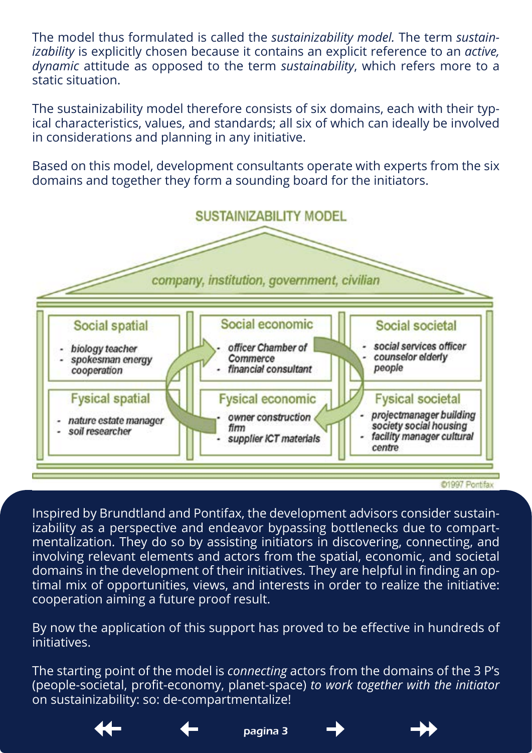The model thus formulated is called the *sustainizability model.* The term *sustainizability* is explicitly chosen because it contains an explicit reference to an *active, dynamic* attitude as opposed to the term *sustainability*, which refers more to a static situation.

The sustainizability model therefore consists of six domains, each with their typical characteristics, values, and standards; all six of which can ideally be involved in considerations and planning in any initiative.

Based on this model, development consultants operate with experts from the six domains and together they form a sounding board for the initiators.

**SUSTAINIZABILITY MODEL**

*company, institution, government, civilian*

| Social spatial | Social economic | Social societal |
|---|---|---|
| - biology teacher<br>- spokesman energy cooperation | - officer Chamber of Commerce<br>- financial consultant | - social services officer<br>- counselor elderly people |
| **Fysical spatial** | **Fysical economic** | **Fysical societal** |
| - nature estate manager<br>- soil researcher | - owner construction firm<br>- supplier ICT materials | - projectmanager building society social housing<br>- facility manager cultural centre |

©1997 Pontifax

Inspired by Brundtland and Pontifax, the development advisors consider sustainizability as a perspective and endeavor bypassing bottlenecks due to compartmentalization. They do so by assisting initiators in discovering, connecting, and involving relevant elements and actors from the spatial, economic, and societal domains in the development of their initiatives. They are helpful in finding an optimal mix of opportunities, views, and interests in order to realize the initiative: cooperation aiming a future proof result.

By now the application of this support has proved to be effective in hundreds of initiatives.

The starting point of the model is *connecting* actors from the domains of the 3 P's (people-societal, profit-economy, planet-space) *to work together with the initiator* on sustainizability: so: de-compartmentalize!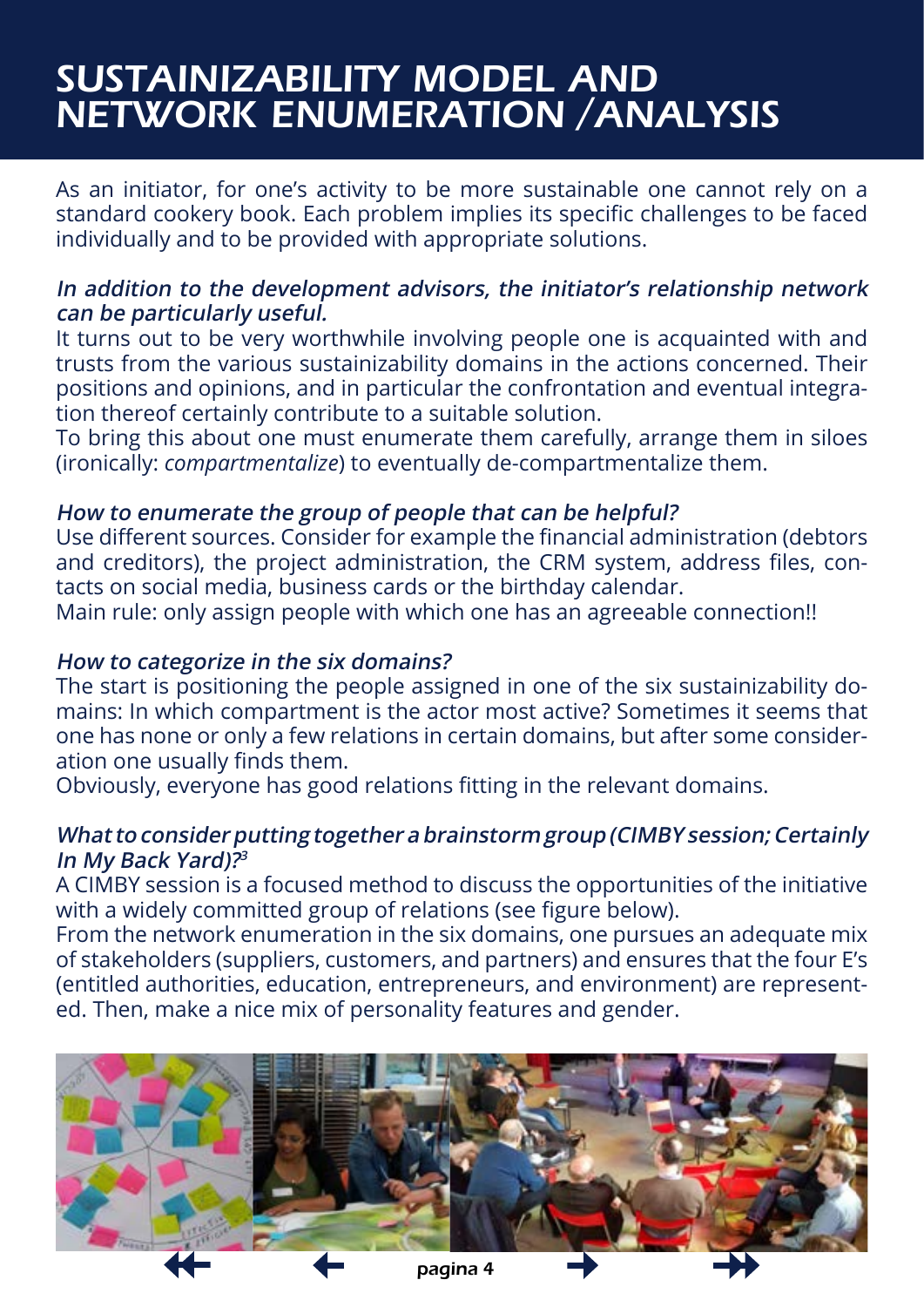# SUSTAINIZABILITY MODEL AND NETWORK ENUMERATION /ANALYSIS

As an initiator, for one's activity to be more sustainable one cannot rely on a standard cookery book. Each problem implies its specific challenges to be faced individually and to be provided with appropriate solutions.

***In addition to the development advisors, the initiator's relationship network can be particularly useful.***

It turns out to be very worthwhile involving people one is acquainted with and trusts from the various sustainizability domains in the actions concerned. Their positions and opinions, and in particular the confrontation and eventual integration thereof certainly contribute to a suitable solution.

To bring this about one must enumerate them carefully, arrange them in siloes (ironically: *compartmentalize*) to eventually de-compartmentalize them.

***How to enumerate the group of people that can be helpful?***

Use different sources. Consider for example the financial administration (debtors and creditors), the project administration, the CRM system, address files, contacts on social media, business cards or the birthday calendar.

Main rule: only assign people with which one has an agreeable connection!!

***How to categorize in the six domains?***

The start is positioning the people assigned in one of the six sustainizability domains: In which compartment is the actor most active? Sometimes it seems that one has none or only a few relations in certain domains, but after some consideration one usually finds them.

Obviously, everyone has good relations fitting in the relevant domains.

***What to consider putting together a brainstorm group (CIMBY session; Certainly In My Back Yard)?[3]***

A CIMBY session is a focused method to discuss the opportunities of the initiative with a widely committed group of relations (see figure below).

From the network enumeration in the six domains, one pursues an adequate mix of stakeholders (suppliers, customers, and partners) and ensures that the four E's (entitled authorities, education, entrepreneurs, and environment) are represented. Then, make a nice mix of personality features and gender.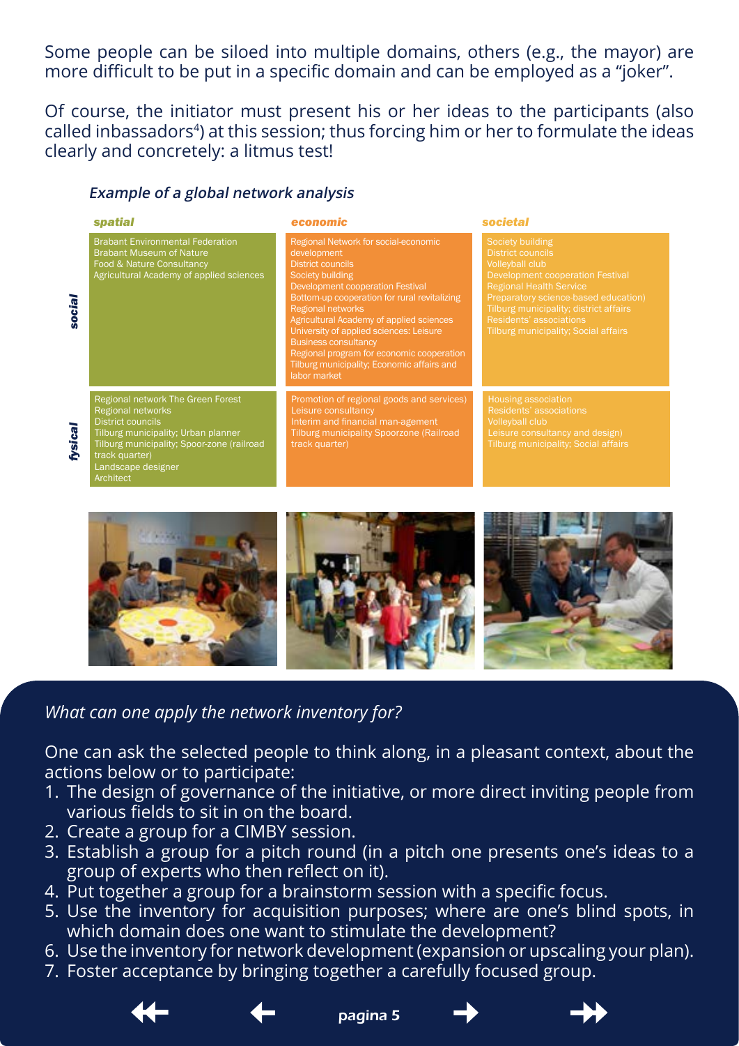Some people can be siloed into multiple domains, others (e.g., the mayor) are more difficult to be put in a specific domain and can be employed as a "joker".

Of course, the initiator must present his or her ideas to the participants (also called inbassadors[4]) at this session; thus forcing him or her to formulate the ideas clearly and concretely: a litmus test!

***Example of a global network analysis***

| | *spatial* | *economic* | *societal* |
|---|---|---|---|
| *social* | Brabant Environmental Federation<br>Brabant Museum of Nature<br>Food & Nature Consultancy<br>Agricultural Academy of applied sciences | Regional Network for social-economic development<br>District councils<br>Society building<br>Development cooperation Festival<br>Bottom-up cooperation for rural revitalizing<br>Regional networks<br>Agricultural Academy of applied sciences<br>University of applied sciences: Leisure<br>Business consultancy<br>Regional program for economic cooperation<br>Tilburg municipality; Economic affairs and labor market | Society building<br>District councils<br>Volleyball club<br>Development cooperation Festival<br>Regional Health Service<br>Preparatory science-based education)<br>Tilburg municipality; district affairs<br>Residents' associations<br>Tilburg municipality; Social affairs |
| *fysical* | Regional network The Green Forest<br>Regional networks<br>District councils<br>Tilburg municipality; Urban planner<br>Tilburg municipality; Spoor-zone (railroad track quarter)<br>Landscape designer<br>Architect | Promotion of regional goods and services)<br>Leisure consultancy<br>Interim and financial man-agement<br>Tilburg municipality Spoorzone (Railroad track quarter) | Housing association<br>Residents' associations<br>Volleyball club<br>Leisure consultancy and design)<br>Tilburg municipality; Social affairs |

*What can one apply the network inventory for?*

One can ask the selected people to think along, in a pleasant context, about the actions below or to participate:

1. The design of governance of the initiative, or more direct inviting people from various fields to sit in on the board.
2. Create a group for a CIMBY session.
3. Establish a group for a pitch round (in a pitch one presents one's ideas to a group of experts who then reflect on it).
4. Put together a group for a brainstorm session with a specific focus.
5. Use the inventory for acquisition purposes; where are one's blind spots, in which domain does one want to stimulate the development?
6. Use the inventory for network development (expansion or upscaling your plan).
7. Foster acceptance by bringing together a carefully focused group.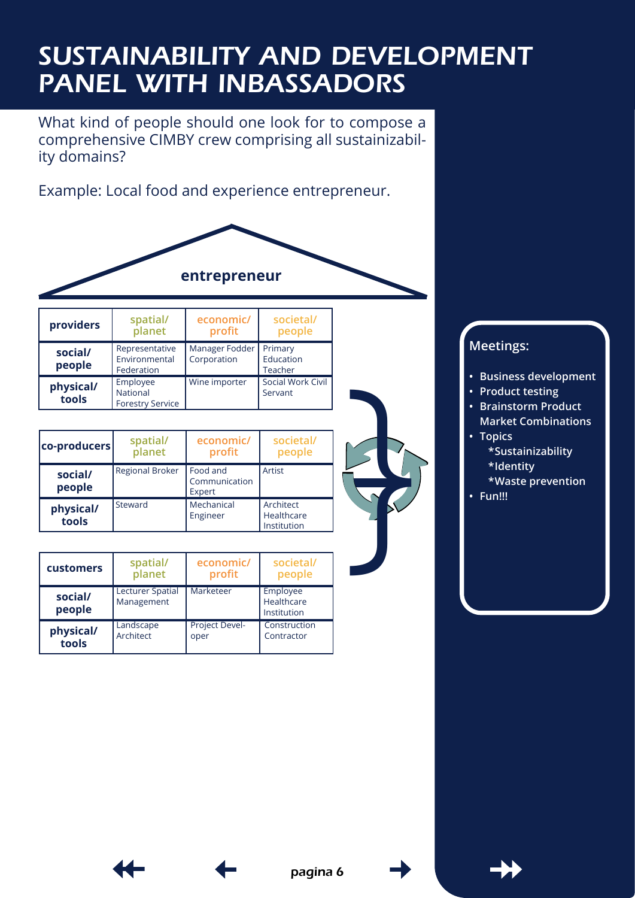# SUSTAINABILITY AND DEVELOPMENT PANEL WITH INBASSADORS

What kind of people should one look for to compose a comprehensive CIMBY crew comprising all sustainizability domains?

Example: Local food and experience entrepreneur.

**entrepreneur**

| providers | spatial/ planet | economic/ profit | societal/ people |
|---|---|---|---|
| **social/ people** | Representative Environmental Federation | Manager Fodder Corporation | Primary Education Teacher |
| **physical/ tools** | Employee National Forestry Service | Wine importer | Social Work Civil Servant |

| co-producers | spatial/ planet | economic/ profit | societal/ people |
|---|---|---|---|
| **social/ people** | Regional Broker | Food and Communication Expert | Artist |
| **physical/ tools** | Steward | Mechanical Engineer | Architect Healthcare Institution |

| customers | spatial/ planet | economic/ profit | societal/ people |
|---|---|---|---|
| **social/ people** | Lecturer Spatial Management | Marketeer | Employee Healthcare Institution |
| **physical/ tools** | Landscape Architect | Project Developer | Construction Contractor |

**Meetings:**

- **Business development**
- **Product testing**
- **Brainstorm Product Market Combinations**
- **Topics**
  - **\*Sustainizability**
  - **\*Identity**
  - **\*Waste prevention**
- **Fun!!!**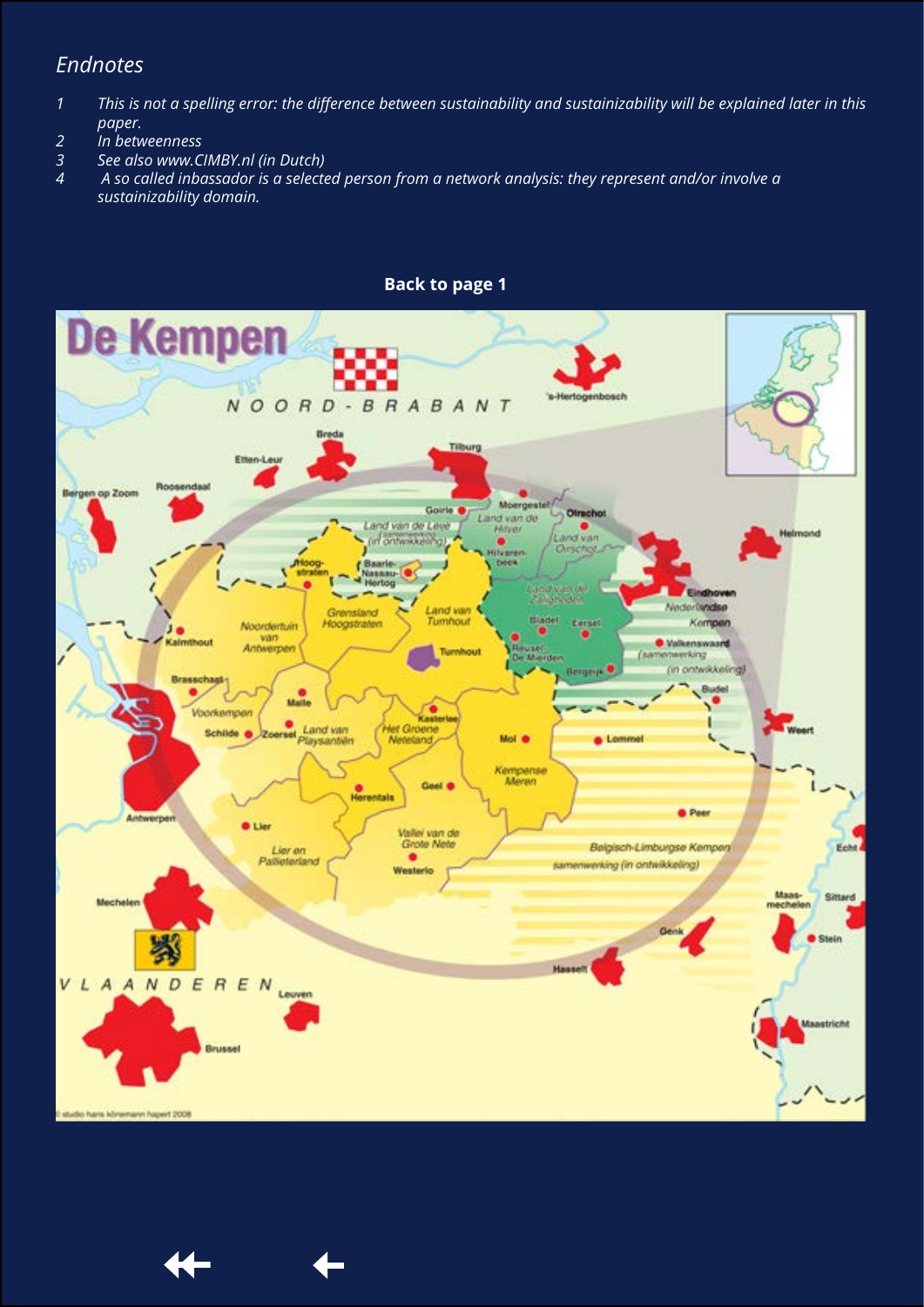## Endnotes

1. *This is not a spelling error: the difference between sustainability and sustainizability will be explained later in this paper.*
2. *In betweenness*
3. *See also www.CIMBY.nl (in Dutch)*
4. *A so called inbassador is a selected person from a network analysis: they represent and/or involve a sustainizability domain.*

**Back to page 1**

De Kempen

NOORD-BRABANT

's-Hertogenbosch

Breda

Tilburg

Etten-Leur

Roosendaal

Bergen op Zoom

Goirle

Moergestel

Oirschot

Land van de Hilver

Land van Oirschot

Hilvarenbeek

Land van de Leije (samenwerking in ontwikkeling)

Helmond

Hoogstraten

Baarle-Nassau-Hertog

Land van de Zilverbeek

Eindhoven

Nederlandse Kempen

Bladel

Eersel

Valkenswaard (samenwerking in ontwikkeling)

Noordertuin van Antwerpen

Grensland Hoogstraten

Land van Turnhout

Turnhout

Reusel-De Mierden

Bergeijk

Budel

Kalmthout

Brasschaat

Malle

Voorkempen

Kasterlee

Schilde

Zoersel

Land van Playsantiën

Het Groene Neteland

Mol

Lommel

Weert

Kempense Meren

Herentals

Geel

Antwerpen

Lier

Peer

Vallei van de Grote Nete

Lier en Pallieterland

Westerlo

Belgisch-Limburgse Kempen samenwerking (in ontwikkeling)

Echt

Mechelen

Maasmechelen

Sittard

Genk

Stein

VLAANDEREN

Hasselt

Leuven

Maastricht

Brussel

© studio hans könemann hapert 2008